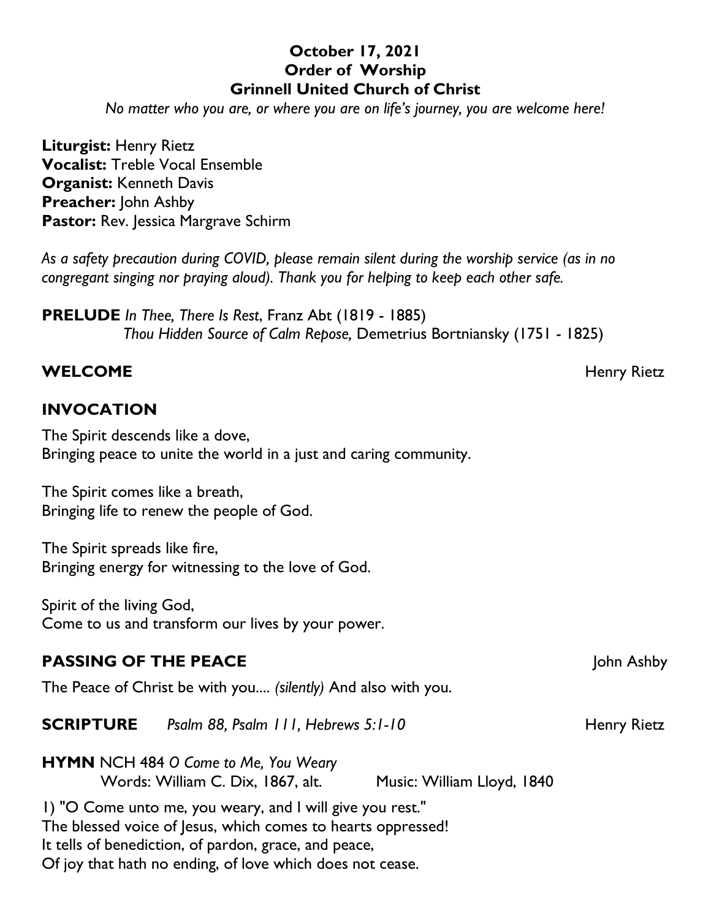**October 17, 2021**
**Order of Worship**
**Grinnell United Church of Christ**

*No matter who you are, or where you are on life's journey, you are welcome here!*

**Liturgist:** Henry Rietz
**Vocalist:** Treble Vocal Ensemble
**Organist:** Kenneth Davis
**Preacher:** John Ashby
**Pastor:** Rev. Jessica Margrave Schirm

*As a safety precaution during COVID, please remain silent during the worship service (as in no congregant singing nor praying aloud). Thank you for helping to keep each other safe.*

**PRELUDE** *In Thee, There Is Rest*, Franz Abt (1819 - 1885)
*Thou Hidden Source of Calm Repose,* Demetrius Bortniansky (1751 - 1825)

**WELCOME** Henry Rietz

**INVOCATION**

The Spirit descends like a dove,
Bringing peace to unite the world in a just and caring community.

The Spirit comes like a breath,
Bringing life to renew the people of God.

The Spirit spreads like fire,
Bringing energy for witnessing to the love of God.

Spirit of the living God,
Come to us and transform our lives by your power.

**PASSING OF THE PEACE** John Ashby

The Peace of Christ be with you.... *(silently)* And also with you.

**SCRIPTURE** *Psalm 88, Psalm 111, Hebrews 5:1-10* Henry Rietz

**HYMN** NCH 484 *O Come to Me, You Weary*
Words: William C. Dix, 1867, alt. Music: William Lloyd, 1840

1) "O Come unto me, you weary, and I will give you rest."
The blessed voice of Jesus, which comes to hearts oppressed!
It tells of benediction, of pardon, grace, and peace,
Of joy that hath no ending, of love which does not cease.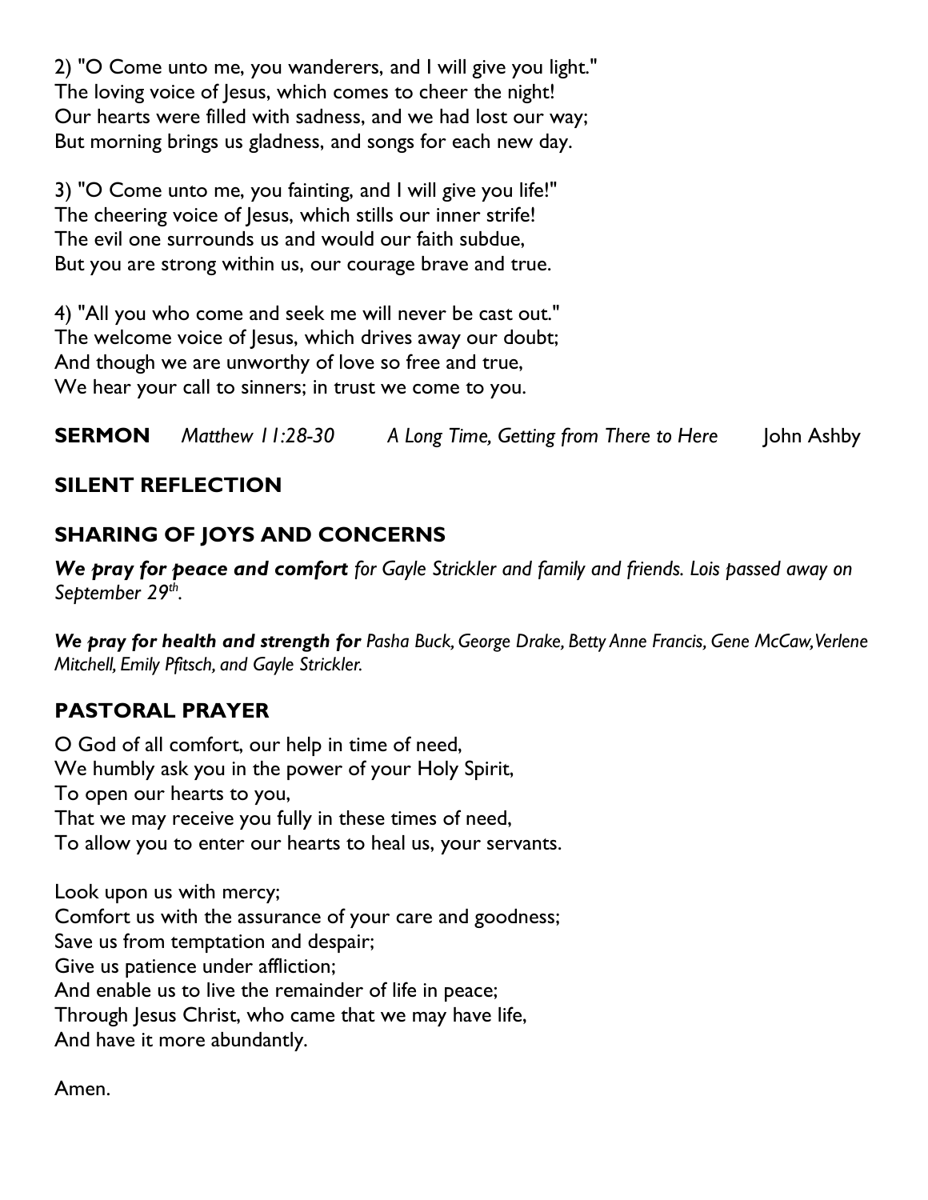2) "O Come unto me, you wanderers, and I will give you light."
The loving voice of Jesus, which comes to cheer the night!
Our hearts were filled with sadness, and we had lost our way;
But morning brings us gladness, and songs for each new day.

3) "O Come unto me, you fainting, and I will give you life!"
The cheering voice of Jesus, which stills our inner strife!
The evil one surrounds us and would our faith subdue,
But you are strong within us, our courage brave and true.

4) "All you who come and seek me will never be cast out."
The welcome voice of Jesus, which drives away our doubt;
And though we are unworthy of love so free and true,
We hear your call to sinners; in trust we come to you.

**SERMON** *Matthew 11:28-30* *A Long Time, Getting from There to Here* John Ashby

## SILENT REFLECTION

## SHARING OF JOYS AND CONCERNS

***We pray for peace and comfort*** *for Gayle Strickler and family and friends. Lois passed away on September 29th.*

***We pray for health and strength for*** *Pasha Buck, George Drake, Betty Anne Francis, Gene McCaw, Verlene Mitchell, Emily Pfitsch, and Gayle Strickler.*

## PASTORAL PRAYER

O God of all comfort, our help in time of need,
We humbly ask you in the power of your Holy Spirit,
To open our hearts to you,
That we may receive you fully in these times of need,
To allow you to enter our hearts to heal us, your servants.

Look upon us with mercy;
Comfort us with the assurance of your care and goodness;
Save us from temptation and despair;
Give us patience under affliction;
And enable us to live the remainder of life in peace;
Through Jesus Christ, who came that we may have life,
And have it more abundantly.

Amen.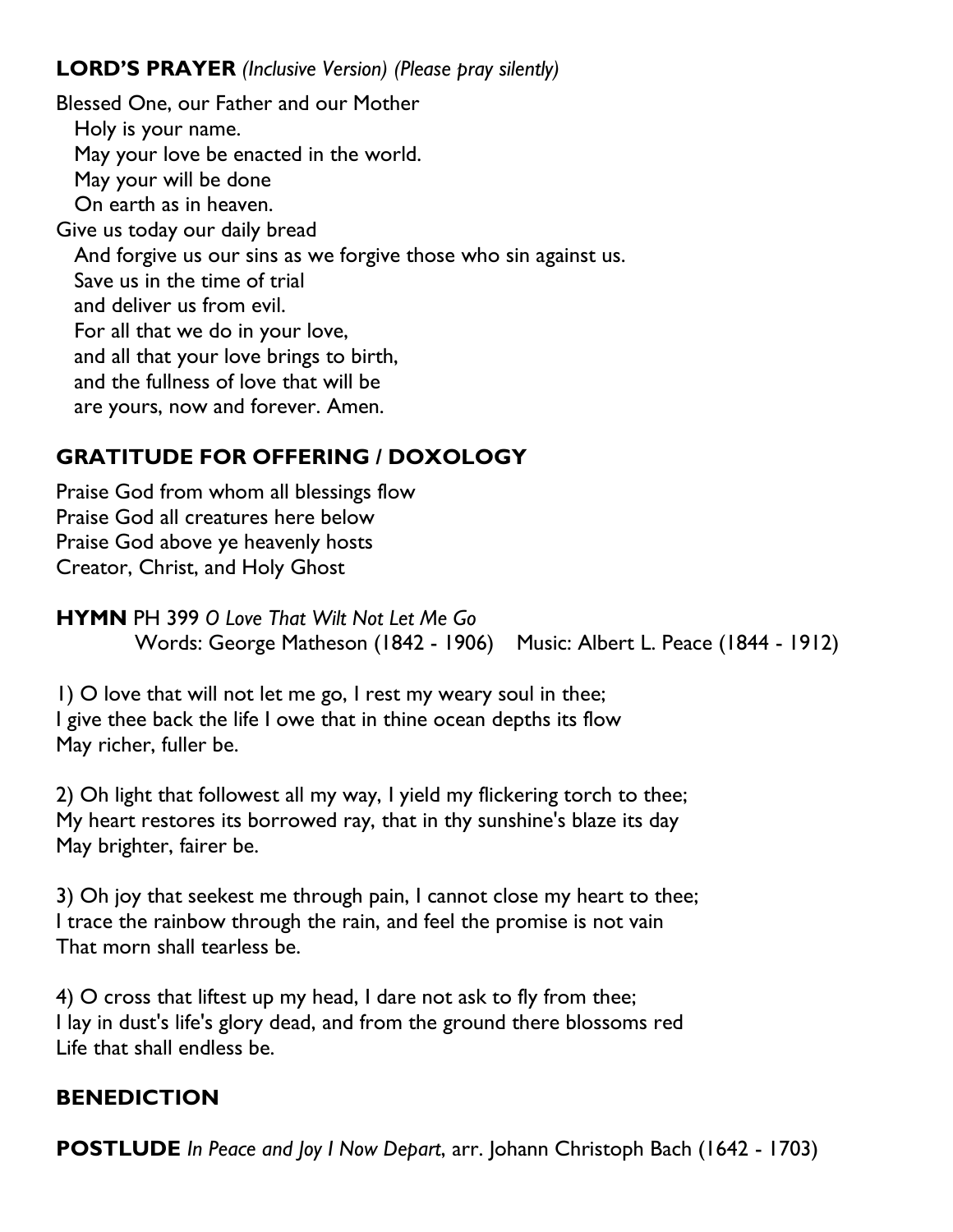**LORD'S PRAYER** *(Inclusive Version) (Please pray silently)*

Blessed One, our Father and our Mother  
Holy is your name.  
May your love be enacted in the world.  
May your will be done  
On earth as in heaven.  
Give us today our daily bread  
And forgive us our sins as we forgive those who sin against us.  
Save us in the time of trial  
and deliver us from evil.  
For all that we do in your love,  
and all that your love brings to birth,  
and the fullness of love that will be  
are yours, now and forever. Amen.

## GRATITUDE FOR OFFERING / DOXOLOGY

Praise God from whom all blessings flow  
Praise God all creatures here below  
Praise God above ye heavenly hosts  
Creator, Christ, and Holy Ghost

**HYMN** PH 399 *O Love That Wilt Not Let Me Go*  
Words: George Matheson (1842 - 1906)   Music: Albert L. Peace (1844 - 1912)

1) O love that will not let me go, I rest my weary soul in thee;  
I give thee back the life I owe that in thine ocean depths its flow  
May richer, fuller be.

2) Oh light that followest all my way, I yield my flickering torch to thee;  
My heart restores its borrowed ray, that in thy sunshine's blaze its day  
May brighter, fairer be.

3) Oh joy that seekest me through pain, I cannot close my heart to thee;  
I trace the rainbow through the rain, and feel the promise is not vain  
That morn shall tearless be.

4) O cross that liftest up my head, I dare not ask to fly from thee;  
I lay in dust's life's glory dead, and from the ground there blossoms red  
Life that shall endless be.

## BENEDICTION

**POSTLUDE** *In Peace and Joy I Now Depart*, arr. Johann Christoph Bach (1642 - 1703)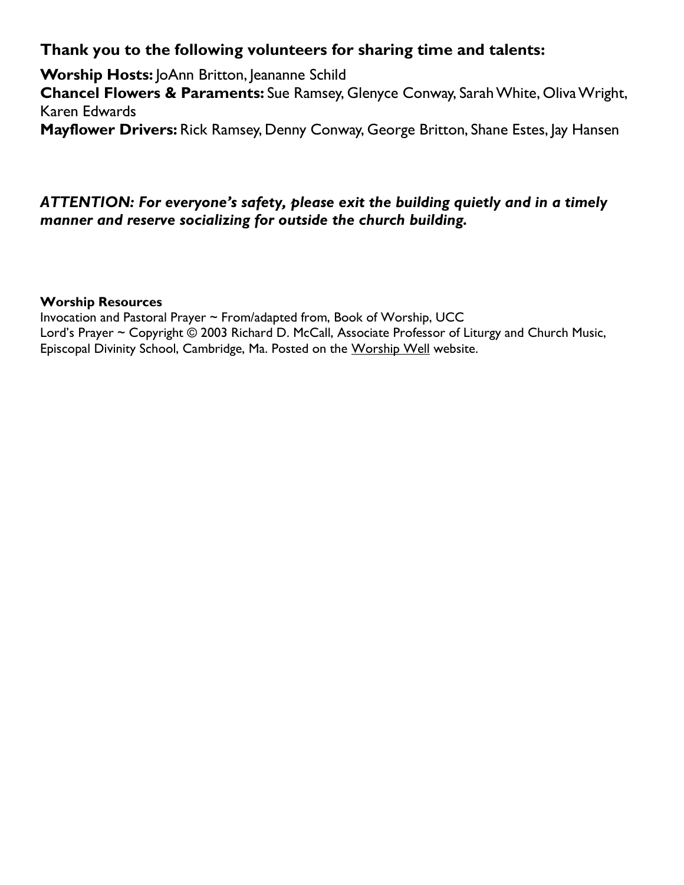## Thank you to the following volunteers for sharing time and talents:

**Worship Hosts:** JoAnn Britton, Jeananne Schild
**Chancel Flowers & Paraments:** Sue Ramsey, Glenyce Conway, Sarah White, Oliva Wright, Karen Edwards
**Mayflower Drivers:** Rick Ramsey, Denny Conway, George Britton, Shane Estes, Jay Hansen

***ATTENTION: For everyone's safety, please exit the building quietly and in a timely manner and reserve socializing for outside the church building.***

**Worship Resources**
Invocation and Pastoral Prayer ~ From/adapted from, Book of Worship, UCC
Lord's Prayer ~ Copyright © 2003 Richard D. McCall, Associate Professor of Liturgy and Church Music, Episcopal Divinity School, Cambridge, Ma. Posted on the Worship Well website.